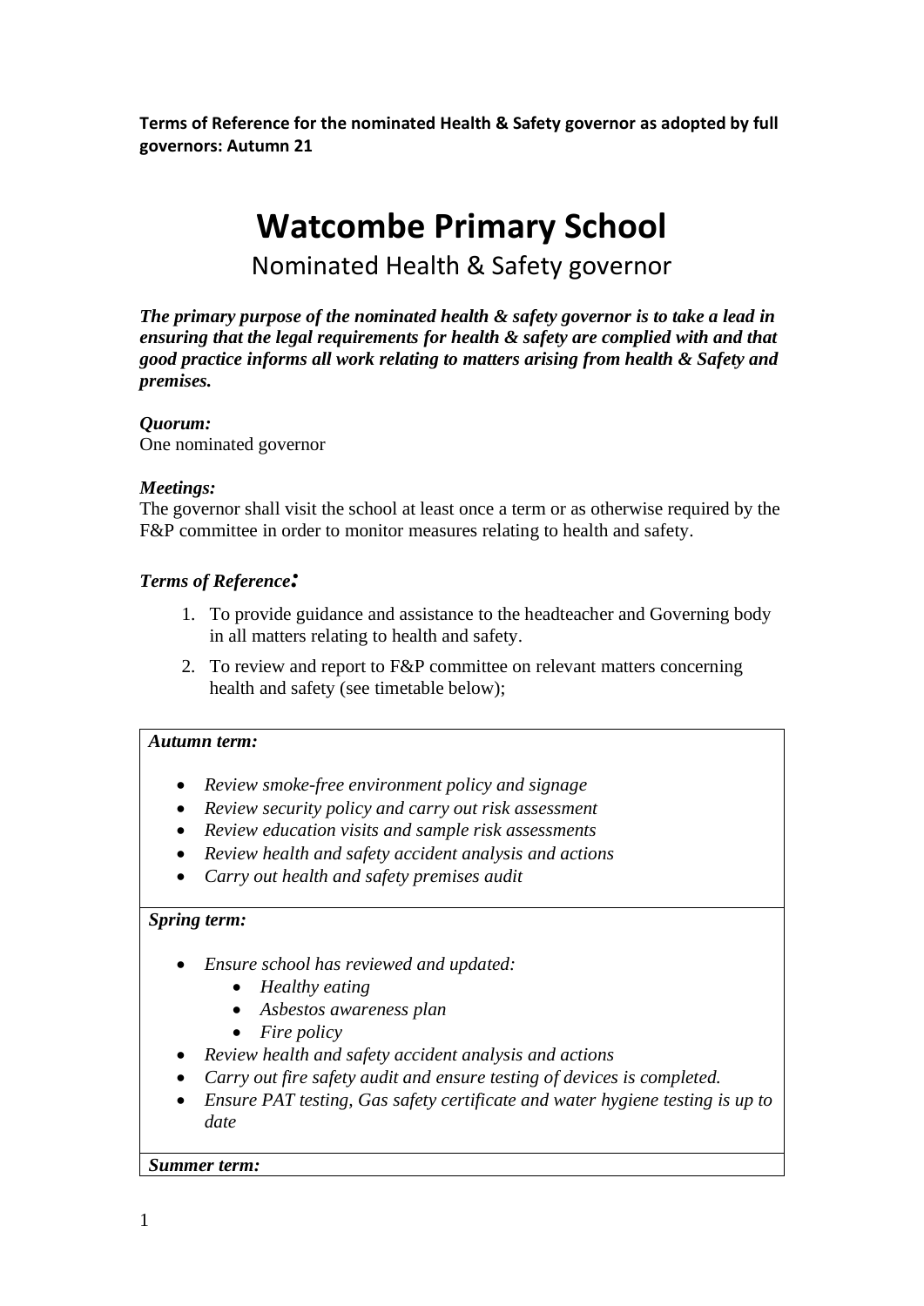**Terms of Reference for the nominated Health & Safety governor as adopted by full governors: Autumn 21**

# Watcombe Primary School

## Nominated Health & Safety governor

***The primary purpose of the nominated health & safety governor is to take a lead in ensuring that the legal requirements for health & safety are complied with and that good practice informs all work relating to matters arising from health & Safety and premises.***

***Quorum:***
One nominated governor

***Meetings:***
The governor shall visit the school at least once a term or as otherwise required by the F&P committee in order to monitor measures relating to health and safety.

***Terms of Reference:***

1. To provide guidance and assistance to the headteacher and Governing body in all matters relating to health and safety.
2. To review and report to F&P committee on relevant matters concerning health and safety (see timetable below);

***Autumn term:***

- *Review smoke-free environment policy and signage*
- *Review security policy and carry out risk assessment*
- *Review education visits and sample risk assessments*
- *Review health and safety accident analysis and actions*
- *Carry out health and safety premises audit*

***Spring term:***

- *Ensure school has reviewed and updated:*
  - *Healthy eating*
  - *Asbestos awareness plan*
  - *Fire policy*
- *Review health and safety accident analysis and actions*
- *Carry out fire safety audit and ensure testing of devices is completed.*
- *Ensure PAT testing, Gas safety certificate and water hygiene testing is up to date*

***Summer term:***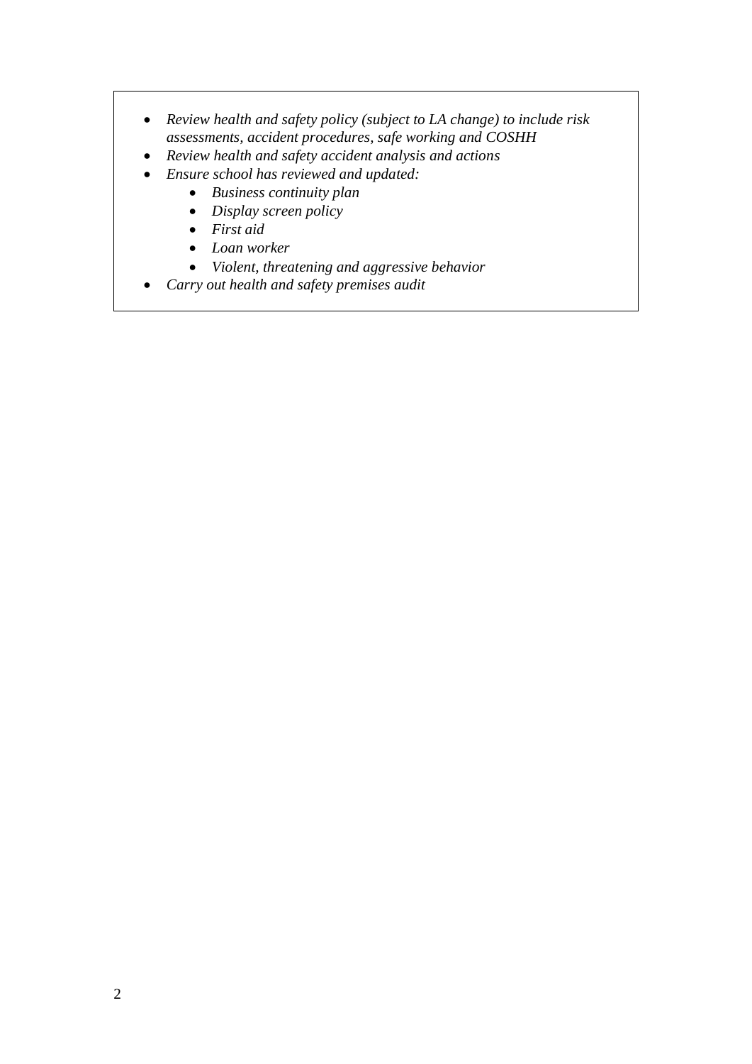- *Review health and safety policy (subject to LA change) to include risk assessments, accident procedures, safe working and COSHH*
- *Review health and safety accident analysis and actions*
- *Ensure school has reviewed and updated:*
    - *Business continuity plan*
    - *Display screen policy*
    - *First aid*
    - *Loan worker*
    - *Violent, threatening and aggressive behavior*
- *Carry out health and safety premises audit*